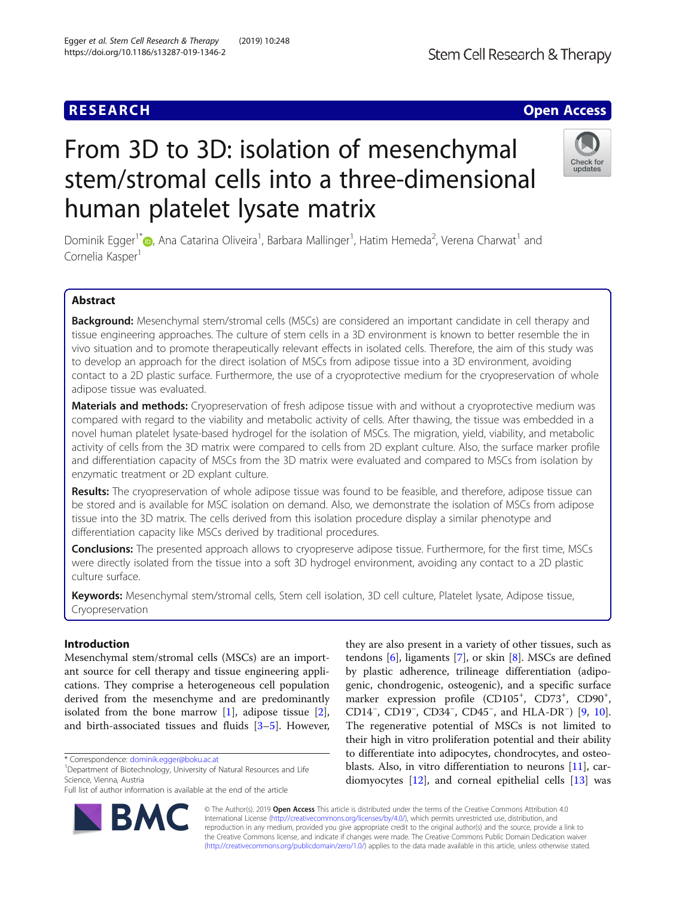RESEARCH Open Access

# From 3D to 3D: isolation of mesenchymal stem/stromal cells into a three-dimensional human platelet lysate matrix

Dominik Egger[1*], Ana Catarina Oliveira[1], Barbara Mallinger[1], Hatim Hemeda[2], Verena Charwat[1] and Cornelia Kasper[1]

## Abstract

**Background:** Mesenchymal stem/stromal cells (MSCs) are considered an important candidate in cell therapy and tissue engineering approaches. The culture of stem cells in a 3D environment is known to better resemble the in vivo situation and to promote therapeutically relevant effects in isolated cells. Therefore, the aim of this study was to develop an approach for the direct isolation of MSCs from adipose tissue into a 3D environment, avoiding contact to a 2D plastic surface. Furthermore, the use of a cryoprotective medium for the cryopreservation of whole adipose tissue was evaluated.

**Materials and methods:** Cryopreservation of fresh adipose tissue with and without a cryoprotective medium was compared with regard to the viability and metabolic activity of cells. After thawing, the tissue was embedded in a novel human platelet lysate-based hydrogel for the isolation of MSCs. The migration, yield, viability, and metabolic activity of cells from the 3D matrix were compared to cells from 2D explant culture. Also, the surface marker profile and differentiation capacity of MSCs from the 3D matrix were evaluated and compared to MSCs from isolation by enzymatic treatment or 2D explant culture.

**Results:** The cryopreservation of whole adipose tissue was found to be feasible, and therefore, adipose tissue can be stored and is available for MSC isolation on demand. Also, we demonstrate the isolation of MSCs from adipose tissue into the 3D matrix. The cells derived from this isolation procedure display a similar phenotype and differentiation capacity like MSCs derived by traditional procedures.

**Conclusions:** The presented approach allows to cryopreserve adipose tissue. Furthermore, for the first time, MSCs were directly isolated from the tissue into a soft 3D hydrogel environment, avoiding any contact to a 2D plastic culture surface.

**Keywords:** Mesenchymal stem/stromal cells, Stem cell isolation, 3D cell culture, Platelet lysate, Adipose tissue, Cryopreservation

## Introduction

Mesenchymal stem/stromal cells (MSCs) are an important source for cell therapy and tissue engineering applications. They comprise a heterogeneous cell population derived from the mesenchyme and are predominantly isolated from the bone marrow [1], adipose tissue [2], and birth-associated tissues and fluids [3–5]. However, they are also present in a variety of other tissues, such as tendons [6], ligaments [7], or skin [8]. MSCs are defined by plastic adherence, trilineage differentiation (adipogenic, chondrogenic, osteogenic), and a specific surface marker expression profile ($CD105^+$, $CD73^+$, $CD90^+$, $CD14^-$, $CD19^-$, $CD34^-$, $CD45^-$, and $HLA\text{-}DR^-$) [9, 10]. The regenerative potential of MSCs is not limited to their high in vitro proliferation potential and their ability to differentiate into adipocytes, chondrocytes, and osteoblasts. Also, in vitro differentiation to neurons [11], cardiomyocytes [12], and corneal epithelial cells [13] was

* Correspondence: dominik.egger@boku.ac.at
[1]Department of Biotechnology, University of Natural Resources and Life Science, Vienna, Austria
Full list of author information is available at the end of the article

© The Author(s). 2019 **Open Access** This article is distributed under the terms of the Creative Commons Attribution 4.0 International License (http://creativecommons.org/licenses/by/4.0/), which permits unrestricted use, distribution, and reproduction in any medium, provided you give appropriate credit to the original author(s) and the source, provide a link to the Creative Commons license, and indicate if changes were made. The Creative Commons Public Domain Dedication waiver (http://creativecommons.org/publicdomain/zero/1.0/) applies to the data made available in this article, unless otherwise stated.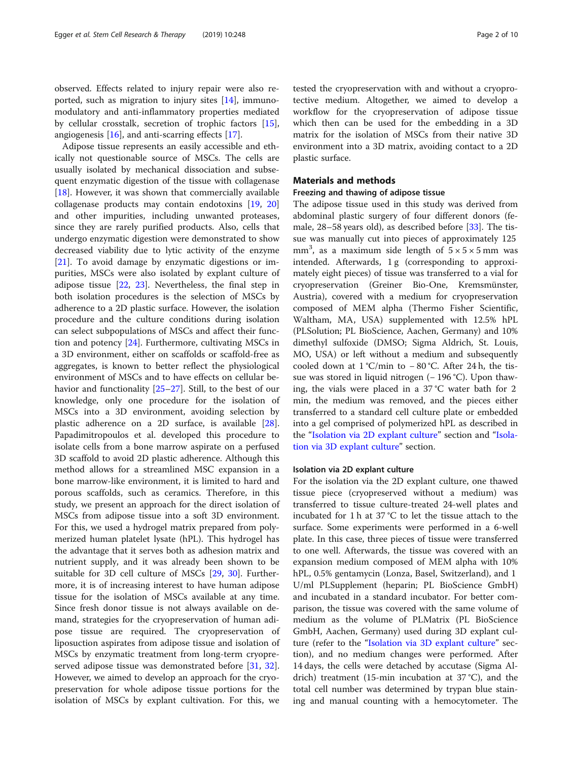observed. Effects related to injury repair were also reported, such as migration to injury sites [14], immunomodulatory and anti-inflammatory properties mediated by cellular crosstalk, secretion of trophic factors [15], angiogenesis [16], and anti-scarring effects [17].

Adipose tissue represents an easily accessible and ethically not questionable source of MSCs. The cells are usually isolated by mechanical dissociation and subsequent enzymatic digestion of the tissue with collagenase [18]. However, it was shown that commercially available collagenase products may contain endotoxins [19, 20] and other impurities, including unwanted proteases, since they are rarely purified products. Also, cells that undergo enzymatic digestion were demonstrated to show decreased viability due to lytic activity of the enzyme [21]. To avoid damage by enzymatic digestions or impurities, MSCs were also isolated by explant culture of adipose tissue [22, 23]. Nevertheless, the final step in both isolation procedures is the selection of MSCs by adherence to a 2D plastic surface. However, the isolation procedure and the culture conditions during isolation can select subpopulations of MSCs and affect their function and potency [24]. Furthermore, cultivating MSCs in a 3D environment, either on scaffolds or scaffold-free as aggregates, is known to better reflect the physiological environment of MSCs and to have effects on cellular behavior and functionality [25–27]. Still, to the best of our knowledge, only one procedure for the isolation of MSCs into a 3D environment, avoiding selection by plastic adherence on a 2D surface, is available [28]. Papadimitropoulos et al. developed this procedure to isolate cells from a bone marrow aspirate on a perfused 3D scaffold to avoid 2D plastic adherence. Although this method allows for a streamlined MSC expansion in a bone marrow-like environment, it is limited to hard and porous scaffolds, such as ceramics. Therefore, in this study, we present an approach for the direct isolation of MSCs from adipose tissue into a soft 3D environment. For this, we used a hydrogel matrix prepared from polymerized human platelet lysate (hPL). This hydrogel has the advantage that it serves both as adhesion matrix and nutrient supply, and it was already been shown to be suitable for 3D cell culture of MSCs [29, 30]. Furthermore, it is of increasing interest to have human adipose tissue for the isolation of MSCs available at any time. Since fresh donor tissue is not always available on demand, strategies for the cryopreservation of human adipose tissue are required. The cryopreservation of liposuction aspirates from adipose tissue and isolation of MSCs by enzymatic treatment from long-term cryopreserved adipose tissue was demonstrated before [31, 32]. However, we aimed to develop an approach for the cryopreservation for whole adipose tissue portions for the isolation of MSCs by explant cultivation. For this, we tested the cryopreservation with and without a cryoprotective medium. Altogether, we aimed to develop a workflow for the cryopreservation of adipose tissue which then can be used for the embedding in a 3D matrix for the isolation of MSCs from their native 3D environment into a 3D matrix, avoiding contact to a 2D plastic surface.

## Materials and methods

### Freezing and thawing of adipose tissue

The adipose tissue used in this study was derived from abdominal plastic surgery of four different donors (female, 28–58 years old), as described before [33]. The tissue was manually cut into pieces of approximately 125 mm$^3$, as a maximum side length of $5 \times 5 \times 5$ mm was intended. Afterwards, 1 g (corresponding to approximately eight pieces) of tissue was transferred to a vial for cryopreservation (Greiner Bio-One, Kremsmünster, Austria), covered with a medium for cryopreservation composed of MEM alpha (Thermo Fisher Scientific, Waltham, MA, USA) supplemented with 12.5% hPL (PLSolution; PL BioScience, Aachen, Germany) and 10% dimethyl sulfoxide (DMSO; Sigma Aldrich, St. Louis, MO, USA) or left without a medium and subsequently cooled down at 1 °C/min to − 80 °C. After 24 h, the tissue was stored in liquid nitrogen (− 196 °C). Upon thawing, the vials were placed in a 37 °C water bath for 2 min, the medium was removed, and the pieces either transferred to a standard cell culture plate or embedded into a gel comprised of polymerized hPL as described in the "Isolation via 2D explant culture" section and "Isolation via 3D explant culture" section.

### Isolation via 2D explant culture

For the isolation via the 2D explant culture, one thawed tissue piece (cryopreserved without a medium) was transferred to tissue culture-treated 24-well plates and incubated for 1 h at 37 °C to let the tissue attach to the surface. Some experiments were performed in a 6-well plate. In this case, three pieces of tissue were transferred to one well. Afterwards, the tissue was covered with an expansion medium composed of MEM alpha with 10% hPL, 0.5% gentamycin (Lonza, Basel, Switzerland), and 1 U/ml PLSupplement (heparin; PL BioScience GmbH) and incubated in a standard incubator. For better comparison, the tissue was covered with the same volume of medium as the volume of PLMatrix (PL BioScience GmbH, Aachen, Germany) used during 3D explant culture (refer to the "Isolation via 3D explant culture" section), and no medium changes were performed. After 14 days, the cells were detached by accutase (Sigma Aldrich) treatment (15-min incubation at 37 °C), and the total cell number was determined by trypan blue staining and manual counting with a hemocytometer. The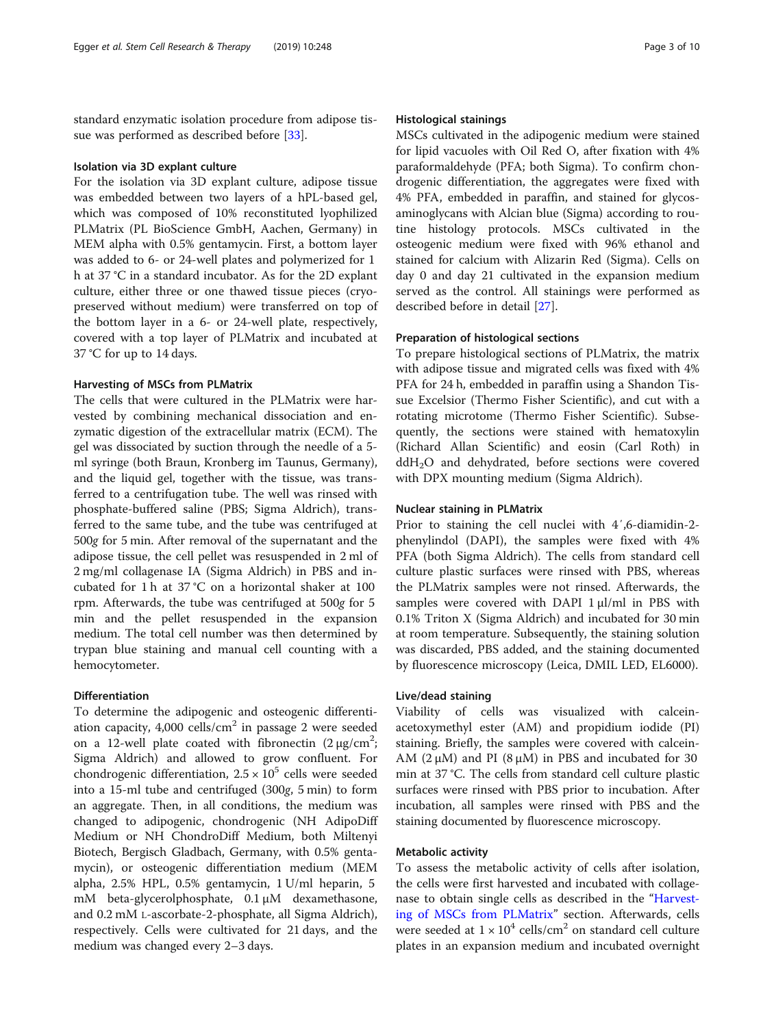standard enzymatic isolation procedure from adipose tissue was performed as described before [33].

### Isolation via 3D explant culture

For the isolation via 3D explant culture, adipose tissue was embedded between two layers of a hPL-based gel, which was composed of 10% reconstituted lyophilized PLMatrix (PL BioScience GmbH, Aachen, Germany) in MEM alpha with 0.5% gentamycin. First, a bottom layer was added to 6- or 24-well plates and polymerized for 1 h at 37 °C in a standard incubator. As for the 2D explant culture, either three or one thawed tissue pieces (cryopreserved without medium) were transferred on top of the bottom layer in a 6- or 24-well plate, respectively, covered with a top layer of PLMatrix and incubated at 37 °C for up to 14 days.

### Harvesting of MSCs from PLMatrix

The cells that were cultured in the PLMatrix were harvested by combining mechanical dissociation and enzymatic digestion of the extracellular matrix (ECM). The gel was dissociated by suction through the needle of a 5-ml syringe (both Braun, Kronberg im Taunus, Germany), and the liquid gel, together with the tissue, was transferred to a centrifugation tube. The well was rinsed with phosphate-buffered saline (PBS; Sigma Aldrich), transferred to the same tube, and the tube was centrifuged at 500*g* for 5 min. After removal of the supernatant and the adipose tissue, the cell pellet was resuspended in 2 ml of 2 mg/ml collagenase IA (Sigma Aldrich) in PBS and incubated for 1 h at 37 °C on a horizontal shaker at 100 rpm. Afterwards, the tube was centrifuged at 500*g* for 5 min and the pellet resuspended in the expansion medium. The total cell number was then determined by trypan blue staining and manual cell counting with a hemocytometer.

### Differentiation

To determine the adipogenic and osteogenic differentiation capacity, 4,000 cells/cm$^2$ in passage 2 were seeded on a 12-well plate coated with fibronectin (2 μg/cm$^2$; Sigma Aldrich) and allowed to grow confluent. For chondrogenic differentiation, $2.5 \times 10^5$ cells were seeded into a 15-ml tube and centrifuged (300*g*, 5 min) to form an aggregate. Then, in all conditions, the medium was changed to adipogenic, chondrogenic (NH AdipoDiff Medium or NH ChondroDiff Medium, both Miltenyi Biotech, Bergisch Gladbach, Germany, with 0.5% gentamycin), or osteogenic differentiation medium (MEM alpha, 2.5% HPL, 0.5% gentamycin, 1 U/ml heparin, 5 mM beta-glycerolphosphate, 0.1 μM dexamethasone, and 0.2 mM L-ascorbate-2-phosphate, all Sigma Aldrich), respectively. Cells were cultivated for 21 days, and the medium was changed every 2–3 days.

### Histological stainings

MSCs cultivated in the adipogenic medium were stained for lipid vacuoles with Oil Red O, after fixation with 4% paraformaldehyde (PFA; both Sigma). To confirm chondrogenic differentiation, the aggregates were fixed with 4% PFA, embedded in paraffin, and stained for glycosaminoglycans with Alcian blue (Sigma) according to routine histology protocols. MSCs cultivated in the osteogenic medium were fixed with 96% ethanol and stained for calcium with Alizarin Red (Sigma). Cells on day 0 and day 21 cultivated in the expansion medium served as the control. All stainings were performed as described before in detail [27].

### Preparation of histological sections

To prepare histological sections of PLMatrix, the matrix with adipose tissue and migrated cells was fixed with 4% PFA for 24 h, embedded in paraffin using a Shandon Tissue Excelsior (Thermo Fisher Scientific), and cut with a rotating microtome (Thermo Fisher Scientific). Subsequently, the sections were stained with hematoxylin (Richard Allan Scientific) and eosin (Carl Roth) in dd$H_2O$ and dehydrated, before sections were covered with DPX mounting medium (Sigma Aldrich).

### Nuclear staining in PLMatrix

Prior to staining the cell nuclei with 4′,6-diamidin-2-phenylindol (DAPI), the samples were fixed with 4% PFA (both Sigma Aldrich). The cells from standard cell culture plastic surfaces were rinsed with PBS, whereas the PLMatrix samples were not rinsed. Afterwards, the samples were covered with DAPI 1 μl/ml in PBS with 0.1% Triton X (Sigma Aldrich) and incubated for 30 min at room temperature. Subsequently, the staining solution was discarded, PBS added, and the staining documented by fluorescence microscopy (Leica, DMIL LED, EL6000).

### Live/dead staining

Viability of cells was visualized with calcein-acetoxymethyl ester (AM) and propidium iodide (PI) staining. Briefly, the samples were covered with calcein-AM (2 μM) and PI (8 μM) in PBS and incubated for 30 min at 37 °C. The cells from standard cell culture plastic surfaces were rinsed with PBS prior to incubation. After incubation, all samples were rinsed with PBS and the staining documented by fluorescence microscopy.

### Metabolic activity

To assess the metabolic activity of cells after isolation, the cells were first harvested and incubated with collagenase to obtain single cells as described in the "Harvesting of MSCs from PLMatrix" section. Afterwards, cells were seeded at $1 \times 10^4$ cells/cm$^2$ on standard cell culture plates in an expansion medium and incubated overnight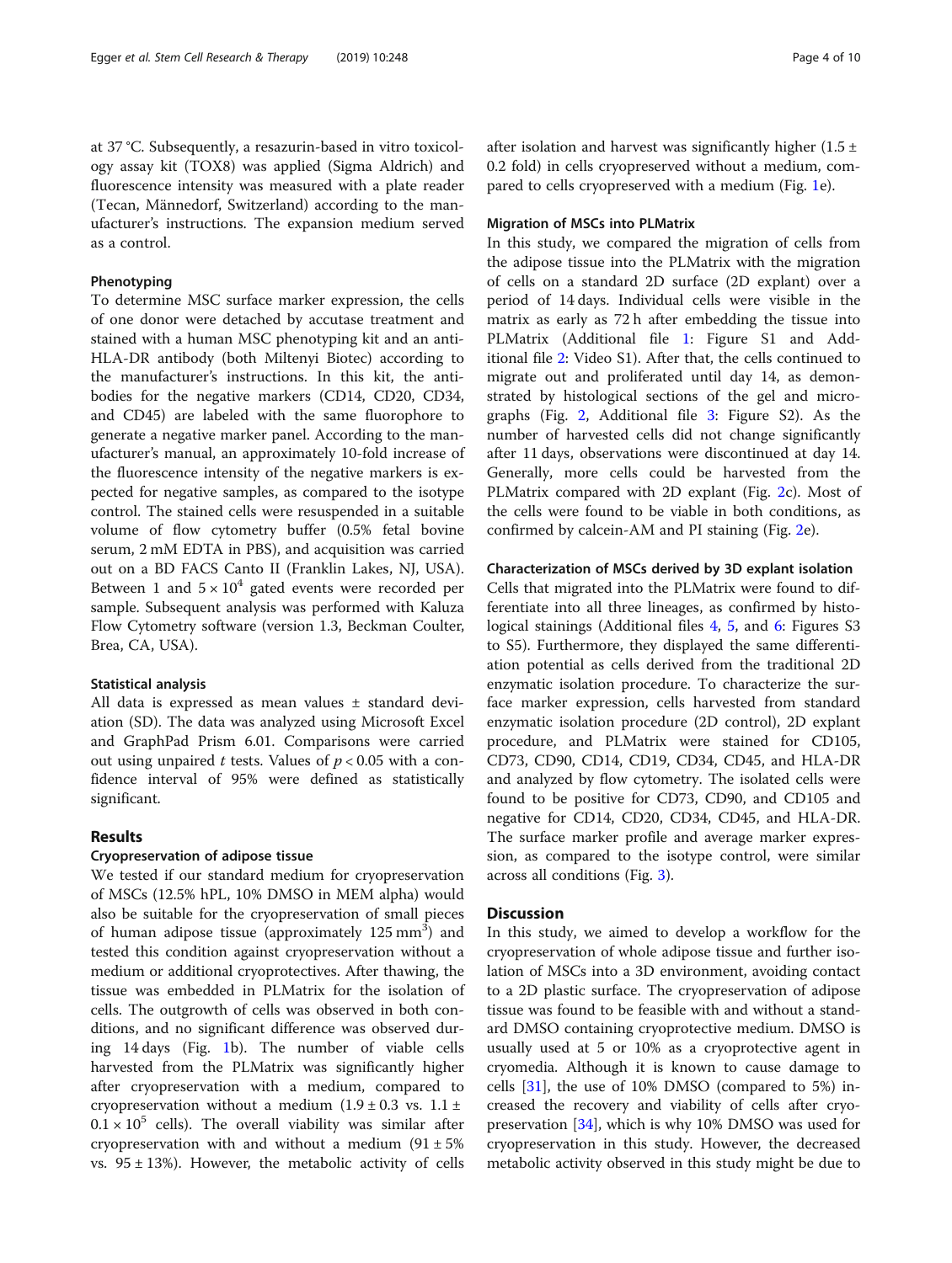at 37 °C. Subsequently, a resazurin-based in vitro toxicology assay kit (TOX8) was applied (Sigma Aldrich) and fluorescence intensity was measured with a plate reader (Tecan, Männedorf, Switzerland) according to the manufacturer's instructions. The expansion medium served as a control.

### Phenotyping

To determine MSC surface marker expression, the cells of one donor were detached by accutase treatment and stained with a human MSC phenotyping kit and an anti-HLA-DR antibody (both Miltenyi Biotec) according to the manufacturer's instructions. In this kit, the antibodies for the negative markers (CD14, CD20, CD34, and CD45) are labeled with the same fluorophore to generate a negative marker panel. According to the manufacturer's manual, an approximately 10-fold increase of the fluorescence intensity of the negative markers is expected for negative samples, as compared to the isotype control. The stained cells were resuspended in a suitable volume of flow cytometry buffer (0.5% fetal bovine serum, 2 mM EDTA in PBS), and acquisition was carried out on a BD FACS Canto II (Franklin Lakes, NJ, USA). Between 1 and $5 \times 10^4$ gated events were recorded per sample. Subsequent analysis was performed with Kaluza Flow Cytometry software (version 1.3, Beckman Coulter, Brea, CA, USA).

### Statistical analysis

All data is expressed as mean values ± standard deviation (SD). The data was analyzed using Microsoft Excel and GraphPad Prism 6.01. Comparisons were carried out using unpaired *t* tests. Values of $p < 0.05$ with a confidence interval of 95% were defined as statistically significant.

## Results

### Cryopreservation of adipose tissue

We tested if our standard medium for cryopreservation of MSCs (12.5% hPL, 10% DMSO in MEM alpha) would also be suitable for the cryopreservation of small pieces of human adipose tissue (approximately 125 mm$^3$) and tested this condition against cryopreservation without a medium or additional cryoprotectives. After thawing, the tissue was embedded in PLMatrix for the isolation of cells. The outgrowth of cells was observed in both conditions, and no significant difference was observed during 14 days (Fig. 1b). The number of viable cells harvested from the PLMatrix was significantly higher after cryopreservation with a medium, compared to cryopreservation without a medium ($1.9 \pm 0.3$ vs. $1.1 \pm 0.1 \times 10^5$ cells). The overall viability was similar after cryopreservation with and without a medium (91 ± 5% vs. 95 ± 13%). However, the metabolic activity of cells after isolation and harvest was significantly higher (1.5 ± 0.2 fold) in cells cryopreserved without a medium, compared to cells cryopreserved with a medium (Fig. 1e).

### Migration of MSCs into PLMatrix

In this study, we compared the migration of cells from the adipose tissue into the PLMatrix with the migration of cells on a standard 2D surface (2D explant) over a period of 14 days. Individual cells were visible in the matrix as early as 72 h after embedding the tissue into PLMatrix (Additional file 1: Figure S1 and Additional file 2: Video S1). After that, the cells continued to migrate out and proliferated until day 14, as demonstrated by histological sections of the gel and micrographs (Fig. 2, Additional file 3: Figure S2). As the number of harvested cells did not change significantly after 11 days, observations were discontinued at day 14. Generally, more cells could be harvested from the PLMatrix compared with 2D explant (Fig. 2c). Most of the cells were found to be viable in both conditions, as confirmed by calcein-AM and PI staining (Fig. 2e).

### Characterization of MSCs derived by 3D explant isolation

Cells that migrated into the PLMatrix were found to differentiate into all three lineages, as confirmed by histological stainings (Additional files 4, 5, and 6: Figures S3 to S5). Furthermore, they displayed the same differentiation potential as cells derived from the traditional 2D enzymatic isolation procedure. To characterize the surface marker expression, cells harvested from standard enzymatic isolation procedure (2D control), 2D explant procedure, and PLMatrix were stained for CD105, CD73, CD90, CD14, CD19, CD34, CD45, and HLA-DR and analyzed by flow cytometry. The isolated cells were found to be positive for CD73, CD90, and CD105 and negative for CD14, CD20, CD34, CD45, and HLA-DR. The surface marker profile and average marker expression, as compared to the isotype control, were similar across all conditions (Fig. 3).

## Discussion

In this study, we aimed to develop a workflow for the cryopreservation of whole adipose tissue and further isolation of MSCs into a 3D environment, avoiding contact to a 2D plastic surface. The cryopreservation of adipose tissue was found to be feasible with and without a standard DMSO containing cryoprotective medium. DMSO is usually used at 5 or 10% as a cryoprotective agent in cryomedia. Although it is known to cause damage to cells [31], the use of 10% DMSO (compared to 5%) increased the recovery and viability of cells after cryopreservation [34], which is why 10% DMSO was used for cryopreservation in this study. However, the decreased metabolic activity observed in this study might be due to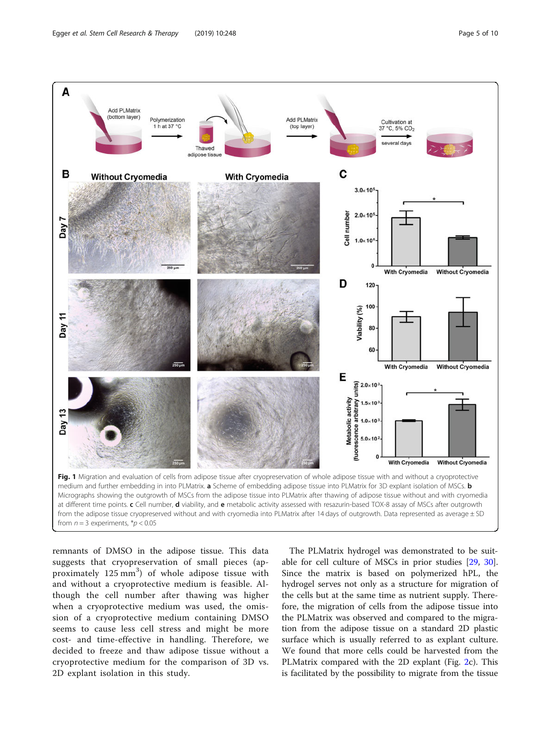**Fig. 1** Migration and evaluation of cells from adipose tissue after cryopreservation of whole adipose tissue with and without a cryoprotective medium and further embedding in into PLMatrix. **a** Scheme of embedding adipose tissue into PLMatrix for 3D explant isolation of MSCs. **b** Micrographs showing the outgrowth of MSCs from the adipose tissue into PLMatrix after thawing of adipose tissue without and with cryomedia at different time points. **c** Cell number, **d** viability, and **e** metabolic activity assessed with resazurin-based TOX-8 assay of MSCs after outgrowth from the adipose tissue cryopreserved without and with cryomedia into PLMatrix after 14 days of outgrowth. Data represented as average ± SD from $n = 3$ experiments, $*p < 0.05$

remnants of DMSO in the adipose tissue. This data suggests that cryopreservation of small pieces (approximately 125 $mm^3$) of whole adipose tissue with and without a cryoprotective medium is feasible. Although the cell number after thawing was higher when a cryoprotective medium was used, the omission of a cryoprotective medium containing DMSO seems to cause less cell stress and might be more cost- and time-effective in handling. Therefore, we decided to freeze and thaw adipose tissue without a cryoprotective medium for the comparison of 3D vs. 2D explant isolation in this study.

The PLMatrix hydrogel was demonstrated to be suitable for cell culture of MSCs in prior studies [29, 30]. Since the matrix is based on polymerized hPL, the hydrogel serves not only as a structure for migration of the cells but at the same time as nutrient supply. Therefore, the migration of cells from the adipose tissue into the PLMatrix was observed and compared to the migration from the adipose tissue on a standard 2D plastic surface which is usually referred to as explant culture. We found that more cells could be harvested from the PLMatrix compared with the 2D explant (Fig. 2c). This is facilitated by the possibility to migrate from the tissue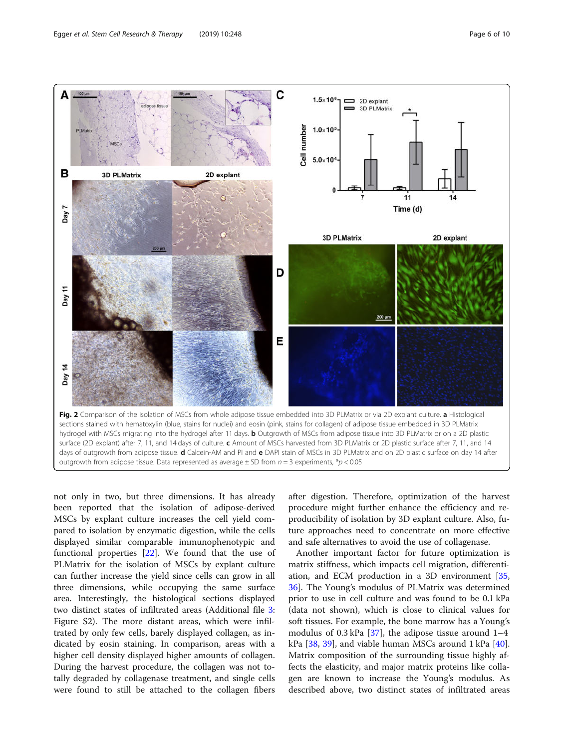**Fig. 2** Comparison of the isolation of MSCs from whole adipose tissue embedded into 3D PLMatrix or via 2D explant culture. **a** Histological sections stained with hematoxylin (blue, stains for nuclei) and eosin (pink, stains for collagen) of adipose tissue embedded in 3D PLMatrix hydrogel with MSCs migrating into the hydrogel after 11 days. **b** Outgrowth of MSCs from adipose tissue into 3D PLMatrix or on a 2D plastic surface (2D explant) after 7, 11, and 14 days of culture. **c** Amount of MSCs harvested from 3D PLMatrix or 2D plastic surface after 7, 11, and 14 days of outgrowth from adipose tissue. **d** Calcein-AM and PI and **e** DAPI stain of MSCs in 3D PLMatrix and on 2D plastic surface on day 14 after outgrowth from adipose tissue. Data represented as average ± SD from $n = 3$ experiments, $^{*}p < 0.05$

not only in two, but three dimensions. It has already been reported that the isolation of adipose-derived MSCs by explant culture increases the cell yield compared to isolation by enzymatic digestion, while the cells displayed similar comparable immunophenotypic and functional properties [22]. We found that the use of PLMatrix for the isolation of MSCs by explant culture can further increase the yield since cells can grow in all three dimensions, while occupying the same surface area. Interestingly, the histological sections displayed two distinct states of infiltrated areas (Additional file 3: Figure S2). The more distant areas, which were infiltrated by only few cells, barely displayed collagen, as indicated by eosin staining. In comparison, areas with a higher cell density displayed higher amounts of collagen. During the harvest procedure, the collagen was not totally degraded by collagenase treatment, and single cells were found to still be attached to the collagen fibers after digestion. Therefore, optimization of the harvest procedure might further enhance the efficiency and reproducibility of isolation by 3D explant culture. Also, future approaches need to concentrate on more effective and safe alternatives to avoid the use of collagenase.

Another important factor for future optimization is matrix stiffness, which impacts cell migration, differentiation, and ECM production in a 3D environment [35, 36]. The Young's modulus of PLMatrix was determined prior to use in cell culture and was found to be 0.1 kPa (data not shown), which is close to clinical values for soft tissues. For example, the bone marrow has a Young's modulus of 0.3 kPa [37], the adipose tissue around 1–4 kPa [38, 39], and viable human MSCs around 1 kPa [40]. Matrix composition of the surrounding tissue highly affects the elasticity, and major matrix proteins like collagen are known to increase the Young's modulus. As described above, two distinct states of infiltrated areas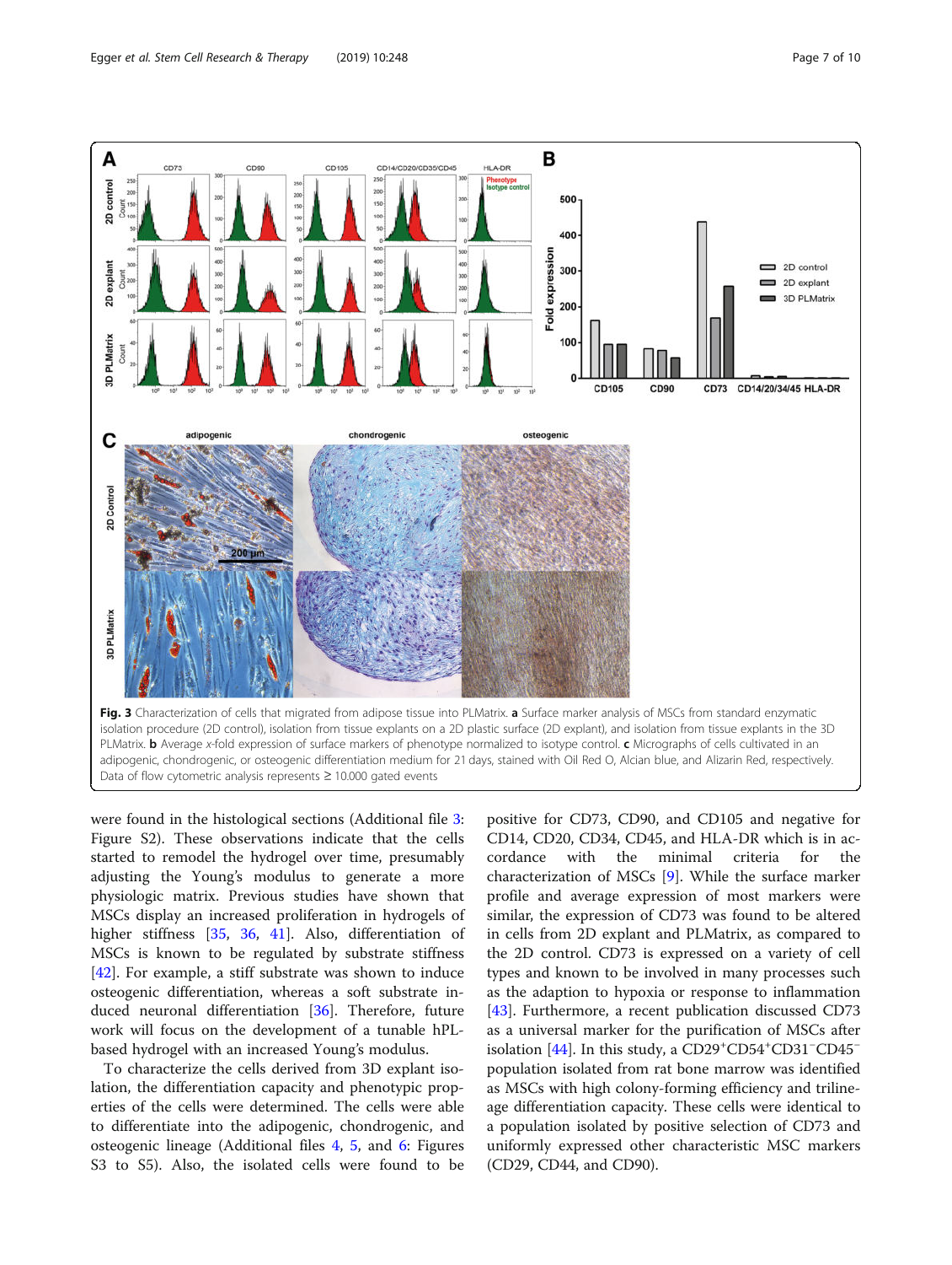**Fig. 3** Characterization of cells that migrated from adipose tissue into PLMatrix. **a** Surface marker analysis of MSCs from standard enzymatic isolation procedure (2D control), isolation from tissue explants on a 2D plastic surface (2D explant), and isolation from tissue explants in the 3D PLMatrix. **b** Average *x*-fold expression of surface markers of phenotype normalized to isotype control. **c** Micrographs of cells cultivated in an adipogenic, chondrogenic, or osteogenic differentiation medium for 21 days, stained with Oil Red O, Alcian blue, and Alizarin Red, respectively. Data of flow cytometric analysis represents ≥ 10.000 gated events

were found in the histological sections (Additional file 3: Figure S2). These observations indicate that the cells started to remodel the hydrogel over time, presumably adjusting the Young's modulus to generate a more physiologic matrix. Previous studies have shown that MSCs display an increased proliferation in hydrogels of higher stiffness [35, 36, 41]. Also, differentiation of MSCs is known to be regulated by substrate stiffness [42]. For example, a stiff substrate was shown to induce osteogenic differentiation, whereas a soft substrate induced neuronal differentiation [36]. Therefore, future work will focus on the development of a tunable hPL-based hydrogel with an increased Young's modulus.

To characterize the cells derived from 3D explant isolation, the differentiation capacity and phenotypic properties of the cells were determined. The cells were able to differentiate into the adipogenic, chondrogenic, and osteogenic lineage (Additional files 4, 5, and 6: Figures S3 to S5). Also, the isolated cells were found to be positive for CD73, CD90, and CD105 and negative for CD14, CD20, CD34, CD45, and HLA-DR which is in accordance with the minimal criteria for the characterization of MSCs [9]. While the surface marker profile and average expression of most markers were similar, the expression of CD73 was found to be altered in cells from 2D explant and PLMatrix, as compared to the 2D control. CD73 is expressed on a variety of cell types and known to be involved in many processes such as the adaption to hypoxia or response to inflammation [43]. Furthermore, a recent publication discussed CD73 as a universal marker for the purification of MSCs after isolation [44]. In this study, a CD29$^{+}$CD54$^{+}$CD31$^{-}$CD45$^{-}$ population isolated from rat bone marrow was identified as MSCs with high colony-forming efficiency and trilineage differentiation capacity. These cells were identical to a population isolated by positive selection of CD73 and uniformly expressed other characteristic MSC markers (CD29, CD44, and CD90).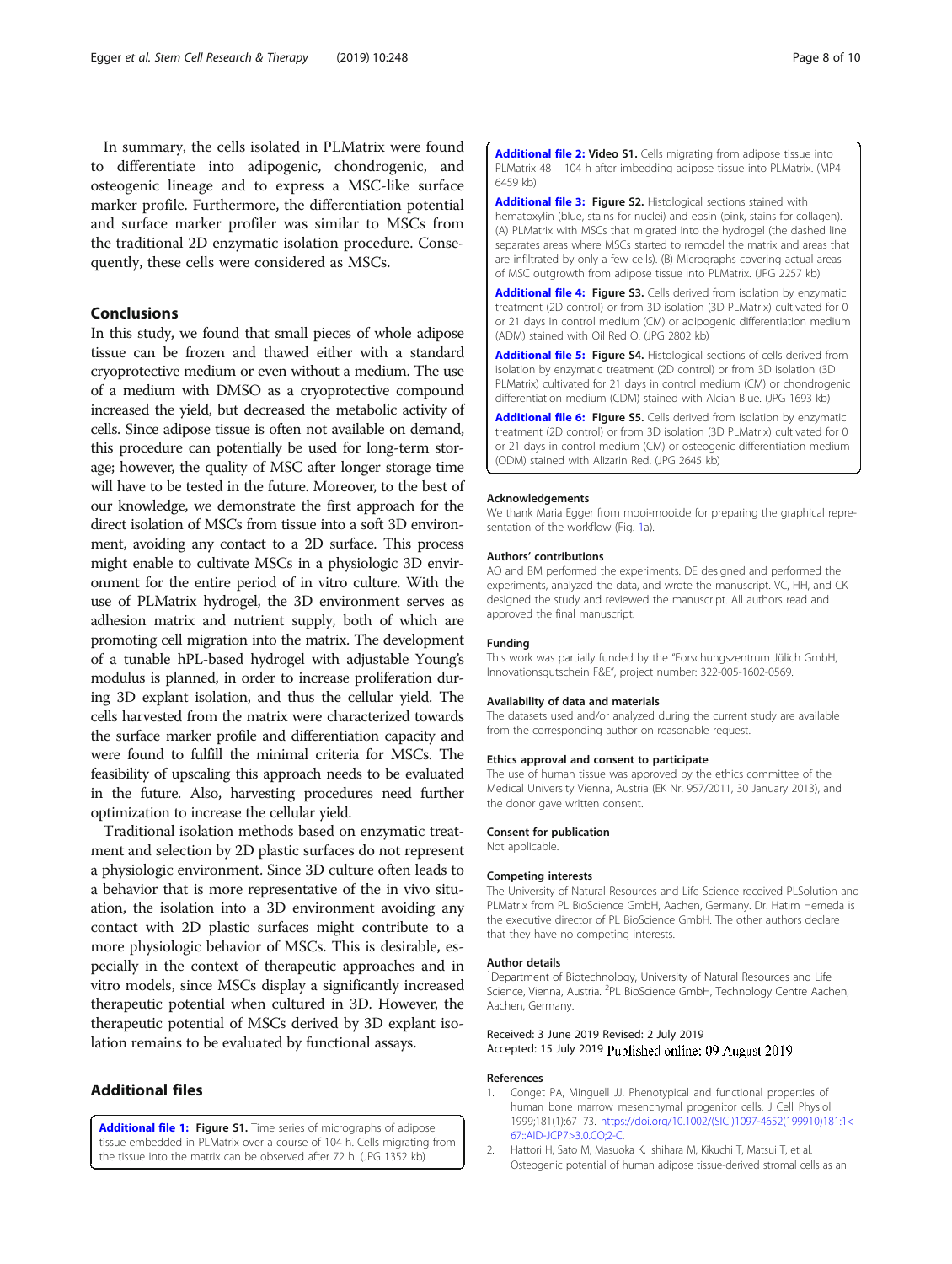In summary, the cells isolated in PLMatrix were found to differentiate into adipogenic, chondrogenic, and osteogenic lineage and to express a MSC-like surface marker profile. Furthermore, the differentiation potential and surface marker profiler was similar to MSCs from the traditional 2D enzymatic isolation procedure. Consequently, these cells were considered as MSCs.

## Conclusions

In this study, we found that small pieces of whole adipose tissue can be frozen and thawed either with a standard cryoprotective medium or even without a medium. The use of a medium with DMSO as a cryoprotective compound increased the yield, but decreased the metabolic activity of cells. Since adipose tissue is often not available on demand, this procedure can potentially be used for long-term storage; however, the quality of MSC after longer storage time will have to be tested in the future. Moreover, to the best of our knowledge, we demonstrate the first approach for the direct isolation of MSCs from tissue into a soft 3D environment, avoiding any contact to a 2D surface. This process might enable to cultivate MSCs in a physiologic 3D environment for the entire period of in vitro culture. With the use of PLMatrix hydrogel, the 3D environment serves as adhesion matrix and nutrient supply, both of which are promoting cell migration into the matrix. The development of a tunable hPL-based hydrogel with adjustable Young's modulus is planned, in order to increase proliferation during 3D explant isolation, and thus the cellular yield. The cells harvested from the matrix were characterized towards the surface marker profile and differentiation capacity and were found to fulfill the minimal criteria for MSCs. The feasibility of upscaling this approach needs to be evaluated in the future. Also, harvesting procedures need further optimization to increase the cellular yield.

Traditional isolation methods based on enzymatic treatment and selection by 2D plastic surfaces do not represent a physiologic environment. Since 3D culture often leads to a behavior that is more representative of the in vivo situation, the isolation into a 3D environment avoiding any contact with 2D plastic surfaces might contribute to a more physiologic behavior of MSCs. This is desirable, especially in the context of therapeutic approaches and in vitro models, since MSCs display a significantly increased therapeutic potential when cultured in 3D. However, the therapeutic potential of MSCs derived by 3D explant isolation remains to be evaluated by functional assays.

## Additional files

**Additional file 1: Figure S1.** Time series of micrographs of adipose tissue embedded in PLMatrix over a course of 104 h. Cells migrating from the tissue into the matrix can be observed after 72 h. (JPG 1352 kb)

**Additional file 2: Video S1.** Cells migrating from adipose tissue into PLMatrix 48 – 104 h after imbedding adipose tissue into PLMatrix. (MP4 6459 kb)

**Additional file 3: Figure S2.** Histological sections stained with hematoxylin (blue, stains for nuclei) and eosin (pink, stains for collagen). (A) PLMatrix with MSCs that migrated into the hydrogel (the dashed line separates areas where MSCs started to remodel the matrix and areas that are infiltrated by only a few cells). (B) Micrographs covering actual areas of MSC outgrowth from adipose tissue into PLMatrix. (JPG 2257 kb)

**Additional file 4: Figure S3.** Cells derived from isolation by enzymatic treatment (2D control) or from 3D isolation (3D PLMatrix) cultivated for 0 or 21 days in control medium (CM) or adipogenic differentiation medium (ADM) stained with Oil Red O. (JPG 2802 kb)

**Additional file 5: Figure S4.** Histological sections of cells derived from isolation by enzymatic treatment (2D control) or from 3D isolation (3D PLMatrix) cultivated for 21 days in control medium (CM) or chondrogenic differentiation medium (CDM) stained with Alcian Blue. (JPG 1693 kb)

**Additional file 6: Figure S5.** Cells derived from isolation by enzymatic treatment (2D control) or from 3D isolation (3D PLMatrix) cultivated for 0 or 21 days in control medium (CM) or osteogenic differentiation medium (ODM) stained with Alizarin Red. (JPG 2645 kb)

#### Acknowledgements

We thank Maria Egger from mooi-mooi.de for preparing the graphical representation of the workflow (Fig. 1a).

#### Authors' contributions

AO and BM performed the experiments. DE designed and performed the experiments, analyzed the data, and wrote the manuscript. VC, HH, and CK designed the study and reviewed the manuscript. All authors read and approved the final manuscript.

#### Funding

This work was partially funded by the "Forschungszentrum Jülich GmbH, Innovationsgutschein F&E", project number: 322-005-1602-0569.

#### Availability of data and materials

The datasets used and/or analyzed during the current study are available from the corresponding author on reasonable request.

#### Ethics approval and consent to participate

The use of human tissue was approved by the ethics committee of the Medical University Vienna, Austria (EK Nr. 957/2011, 30 January 2013), and the donor gave written consent.

#### Consent for publication

Not applicable.

#### Competing interests

The University of Natural Resources and Life Science received PLSolution and PLMatrix from PL BioScience GmbH, Aachen, Germany. Dr. Hatim Hemeda is the executive director of PL BioScience GmbH. The other authors declare that they have no competing interests.

#### Author details

[1]Department of Biotechnology, University of Natural Resources and Life Science, Vienna, Austria. [2]PL BioScience GmbH, Technology Centre Aachen, Aachen, Germany.

Received: 3 June 2019 Revised: 2 July 2019
Accepted: 15 July 2019 Published online: 09 August 2019

#### References

1. Conget PA, Minguell JJ. Phenotypical and functional properties of human bone marrow mesenchymal progenitor cells. J Cell Physiol. 1999;181(1):67–73. https://doi.org/10.1002/(SICI)1097-4652(199910)181:1<67::AID-JCP7>3.0.CO;2-C.
2. Hattori H, Sato M, Masuoka K, Ishihara M, Kikuchi T, Matsui T, et al. Osteogenic potential of human adipose tissue-derived stromal cells as an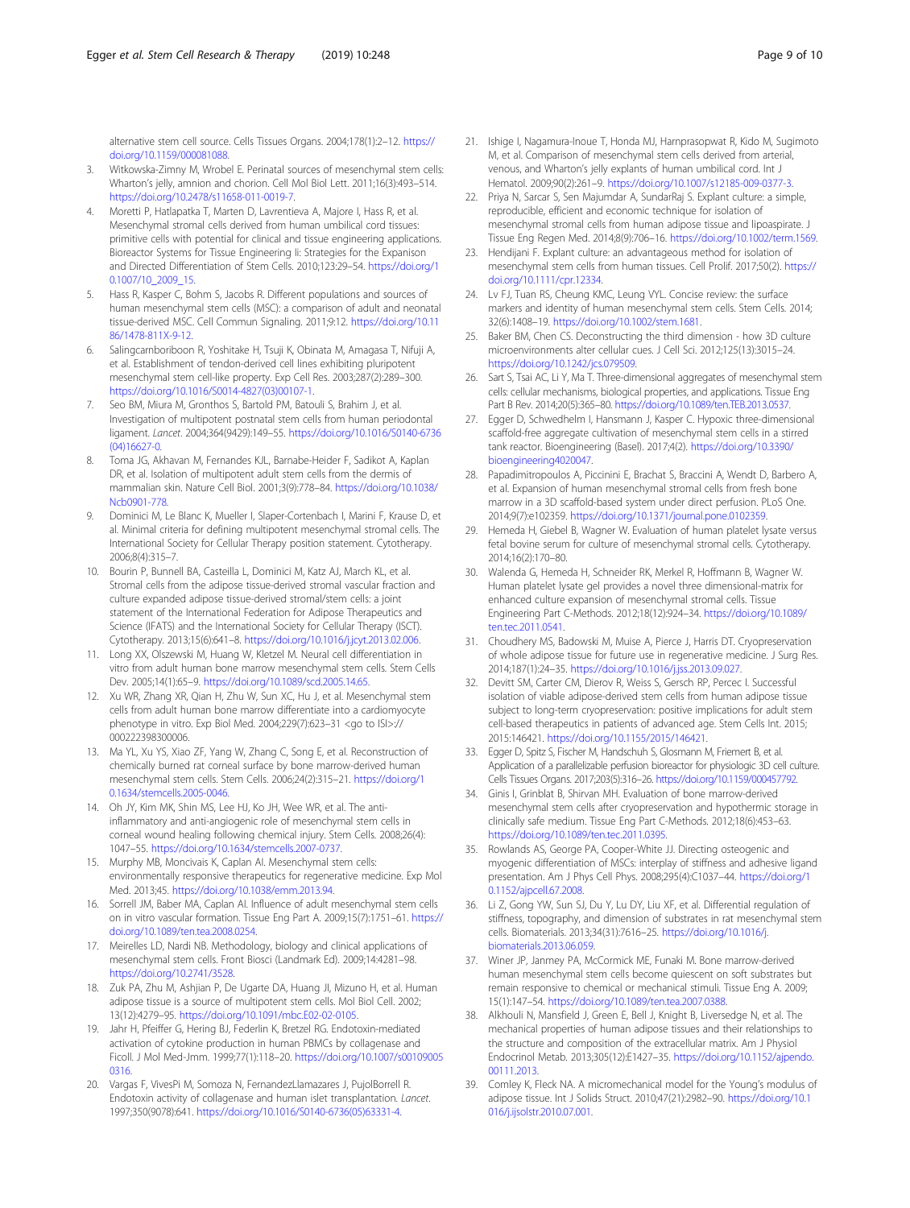alternative stem cell source. Cells Tissues Organs. 2004;178(1):2–12. https://doi.org/10.1159/000081088.

3. Witkowska-Zimny M, Wrobel E. Perinatal sources of mesenchymal stem cells: Wharton's jelly, amnion and chorion. Cell Mol Biol Lett. 2011;16(3):493–514. https://doi.org/10.2478/s11658-011-0019-7.
4. Moretti P, Hatlapatka T, Marten D, Lavrentieva A, Majore I, Hass R, et al. Mesenchymal stromal cells derived from human umbilical cord tissues: primitive cells with potential for clinical and tissue engineering applications. Bioreactor Systems for Tissue Engineering Ii: Strategies for the Expanison and Directed Differentiation of Stem Cells. 2010;123:29–54. https://doi.org/10.1007/10_2009_15.
5. Hass R, Kasper C, Bohm S, Jacobs R. Different populations and sources of human mesenchymal stem cells (MSC): a comparison of adult and neonatal tissue-derived MSC. Cell Commun Signaling. 2011;9:12. https://doi.org/10.1186/1478-811X-9-12.
6. Salingcarnboriboon R, Yoshitake H, Tsuji K, Obinata M, Amagasa T, Nifuji A, et al. Establishment of tendon-derived cell lines exhibiting pluripotent mesenchymal stem cell-like property. Exp Cell Res. 2003;287(2):289–300. https://doi.org/10.1016/S0014-4827(03)00107-1.
7. Seo BM, Miura M, Gronthos S, Bartold PM, Batouli S, Brahim J, et al. Investigation of multipotent postnatal stem cells from human periodontal ligament. *Lancet*. 2004;364(9429):149–55. https://doi.org/10.1016/S0140-6736(04)16627-0.
8. Toma JG, Akhavan M, Fernandes KJL, Barnabe-Heider F, Sadikot A, Kaplan DR, et al. Isolation of multipotent adult stem cells from the dermis of mammalian skin. Nature Cell Biol. 2001;3(9):778–84. https://doi.org/10.1038/Ncb0901-778.
9. Dominici M, Le Blanc K, Mueller I, Slaper-Cortenbach I, Marini F, Krause D, et al. Minimal criteria for defining multipotent mesenchymal stromal cells. The International Society for Cellular Therapy position statement. Cytotherapy. 2006;8(4):315–7.
10. Bourin P, Bunnell BA, Casteilla L, Dominici M, Katz AJ, March KL, et al. Stromal cells from the adipose tissue-derived stromal vascular fraction and culture expanded adipose tissue-derived stromal/stem cells: a joint statement of the International Federation for Adipose Therapeutics and Science (IFATS) and the International Society for Cellular Therapy (ISCT). Cytotherapy. 2013;15(6):641–8. https://doi.org/10.1016/j.jcyt.2013.02.006.
11. Long XX, Olszewski M, Huang W, Kletzel M. Neural cell differentiation in vitro from adult human bone marrow mesenchymal stem cells. Stem Cells Dev. 2005;14(1):65–9. https://doi.org/10.1089/scd.2005.14.65.
12. Xu WR, Zhang XR, Qian H, Zhu W, Sun XC, Hu J, et al. Mesenchymal stem cells from adult human bone marrow differentiate into a cardiomyocyte phenotype in vitro. Exp Biol Med. 2004;229(7):623–31 <go to ISI>://000222398300006.
13. Ma YL, Xu YS, Xiao ZF, Yang W, Zhang C, Song E, et al. Reconstruction of chemically burned rat corneal surface by bone marrow-derived human mesenchymal stem cells. Stem Cells. 2006;24(2):315–21. https://doi.org/10.1634/stemcells.2005-0046.
14. Oh JY, Kim MK, Shin MS, Lee HJ, Ko JH, Wee WR, et al. The anti-inflammatory and anti-angiogenic role of mesenchymal stem cells in corneal wound healing following chemical injury. Stem Cells. 2008;26(4):1047–55. https://doi.org/10.1634/stemcells.2007-0737.
15. Murphy MB, Moncivais K, Caplan AI. Mesenchymal stem cells: environmentally responsive therapeutics for regenerative medicine. Exp Mol Med. 2013;45. https://doi.org/10.1038/emm.2013.94.
16. Sorrell JM, Baber MA, Caplan AI. Influence of adult mesenchymal stem cells on in vitro vascular formation. Tissue Eng Part A. 2009;15(7):1751–61. https://doi.org/10.1089/ten.tea.2008.0254.
17. Meirelles LD, Nardi NB. Methodology, biology and clinical applications of mesenchymal stem cells. Front Biosci (Landmark Ed). 2009;14:4281–98. https://doi.org/10.2741/3528.
18. Zuk PA, Zhu M, Ashjian P, De Ugarte DA, Huang JI, Mizuno H, et al. Human adipose tissue is a source of multipotent stem cells. Mol Biol Cell. 2002;13(12):4279–95. https://doi.org/10.1091/mbc.E02-02-0105.
19. Jahr H, Pfeiffer G, Hering BJ, Federlin K, Bretzel RG. Endotoxin-mediated activation of cytokine production in human PBMCs by collagenase and Ficoll. J Mol Med-Jmm. 1999;77(1):118–20. https://doi.org/10.1007/s001090050316.
20. Vargas F, VivesPi M, Somoza N, FernandezLlamazares J, PujolBorrell R. Endotoxin activity of collagenase and human islet transplantation. *Lancet*. 1997;350(9078):641. https://doi.org/10.1016/S0140-6736(05)63331-4.
21. Ishige I, Nagamura-Inoue T, Honda MJ, Harnprasopwat R, Kido M, Sugimoto M, et al. Comparison of mesenchymal stem cells derived from arterial, venous, and Wharton's jelly explants of human umbilical cord. Int J Hematol. 2009;90(2):261–9. https://doi.org/10.1007/s12185-009-0377-3.
22. Priya N, Sarcar S, Sen Majumdar A, SundarRaj S. Explant culture: a simple, reproducible, efficient and economic technique for isolation of mesenchymal stromal cells from human adipose tissue and lipoaspirate. J Tissue Eng Regen Med. 2014;8(9):706–16. https://doi.org/10.1002/term.1569.
23. Hendijani F. Explant culture: an advantageous method for isolation of mesenchymal stem cells from human tissues. Cell Prolif. 2017;50(2). https://doi.org/10.1111/cpr.12334.
24. Lv FJ, Tuan RS, Cheung KMC, Leung VYL. Concise review: the surface markers and identity of human mesenchymal stem cells. Stem Cells. 2014;32(6):1408–19. https://doi.org/10.1002/stem.1681.
25. Baker BM, Chen CS. Deconstructing the third dimension - how 3D culture microenvironments alter cellular cues. J Cell Sci. 2012;125(13):3015–24. https://doi.org/10.1242/jcs.079509.
26. Sart S, Tsai AC, Li Y, Ma T. Three-dimensional aggregates of mesenchymal stem cells: cellular mechanisms, biological properties, and applications. Tissue Eng Part B Rev. 2014;20(5):365–80. https://doi.org/10.1089/ten.TEB.2013.0537.
27. Egger D, Schwedhelm I, Hansmann J, Kasper C. Hypoxic three-dimensional scaffold-free aggregate cultivation of mesenchymal stem cells in a stirred tank reactor. Bioengineering (Basel). 2017;4(2). https://doi.org/10.3390/bioengineering4020047.
28. Papadimitropoulos A, Piccinini E, Brachat S, Braccini A, Wendt D, Barbero A, et al. Expansion of human mesenchymal stromal cells from fresh bone marrow in a 3D scaffold-based system under direct perfusion. PLoS One. 2014;9(7):e102359. https://doi.org/10.1371/journal.pone.0102359.
29. Hemeda H, Giebel B, Wagner W. Evaluation of human platelet lysate versus fetal bovine serum for culture of mesenchymal stromal cells. Cytotherapy. 2014;16(2):170–80.
30. Walenda G, Hemeda H, Schneider RK, Merkel R, Hoffmann B, Wagner W. Human platelet lysate gel provides a novel three dimensional-matrix for enhanced culture expansion of mesenchymal stromal cells. Tissue Engineering Part C-Methods. 2012;18(12):924–34. https://doi.org/10.1089/ten.tec.2011.0541.
31. Choudhery MS, Badowski M, Muise A, Pierce J, Harris DT. Cryopreservation of whole adipose tissue for future use in regenerative medicine. J Surg Res. 2014;187(1):24–35. https://doi.org/10.1016/j.jss.2013.09.027.
32. Devitt SM, Carter CM, Dierov R, Weiss S, Gersch RP, Percec I. Successful isolation of viable adipose-derived stem cells from human adipose tissue subject to long-term cryopreservation: positive implications for adult stem cell-based therapeutics in patients of advanced age. Stem Cells Int. 2015; 2015:146421. https://doi.org/10.1155/2015/146421.
33. Egger D, Spitz S, Fischer M, Handschuh S, Glosmann M, Friemert B, et al. Application of a parallelizable perfusion bioreactor for physiologic 3D cell culture. Cells Tissues Organs. 2017;203(5):316–26. https://doi.org/10.1159/000457792.
34. Ginis I, Grinblat B, Shirvan MH. Evaluation of bone marrow-derived mesenchymal stem cells after cryopreservation and hypothermic storage in clinically safe medium. Tissue Eng Part C-Methods. 2012;18(6):453–63. https://doi.org/10.1089/ten.tec.2011.0395.
35. Rowlands AS, George PA, Cooper-White JJ. Directing osteogenic and myogenic differentiation of MSCs: interplay of stiffness and adhesive ligand presentation. Am J Phys Cell Phys. 2008;295(4):C1037–44. https://doi.org/10.1152/ajpcell.67.2008.
36. Li Z, Gong YW, Sun SJ, Du Y, Lu DY, Liu XF, et al. Differential regulation of stiffness, topography, and dimension of substrates in rat mesenchymal stem cells. Biomaterials. 2013;34(31):7616–25. https://doi.org/10.1016/j.biomaterials.2013.06.059.
37. Winer JP, Janmey PA, McCormick ME, Funaki M. Bone marrow-derived human mesenchymal stem cells become quiescent on soft substrates but remain responsive to chemical or mechanical stimuli. Tissue Eng A. 2009;15(1):147–54. https://doi.org/10.1089/ten.tea.2007.0388.
38. Alkhouli N, Mansfield J, Green E, Bell J, Knight B, Liversedge N, et al. The mechanical properties of human adipose tissues and their relationships to the structure and composition of the extracellular matrix. Am J Physiol Endocrinol Metab. 2013;305(12):E1427–35. https://doi.org/10.1152/ajpendo.00111.2013.
39. Comley K, Fleck NA. A micromechanical model for the Young's modulus of adipose tissue. Int J Solids Struct. 2010;47(21):2982–90. https://doi.org/10.1016/j.ijsolstr.2010.07.001.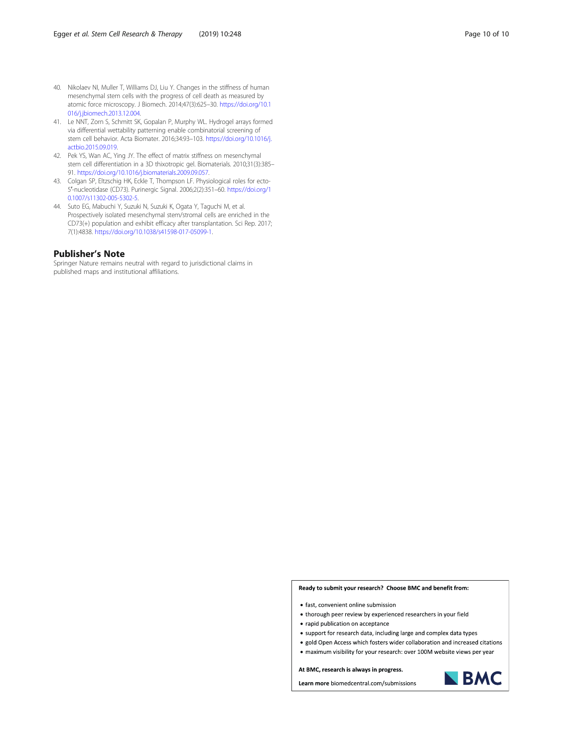40. Nikolaev NI, Muller T, Williams DJ, Liu Y. Changes in the stiffness of human mesenchymal stem cells with the progress of cell death as measured by atomic force microscopy. J Biomech. 2014;47(3):625–30. https://doi.org/10.1016/j.jbiomech.2013.12.004.
41. Le NNT, Zorn S, Schmitt SK, Gopalan P, Murphy WL. Hydrogel arrays formed via differential wettability patterning enable combinatorial screening of stem cell behavior. Acta Biomater. 2016;34:93–103. https://doi.org/10.1016/j.actbio.2015.09.019.
42. Pek YS, Wan AC, Ying JY. The effect of matrix stiffness on mesenchymal stem cell differentiation in a 3D thixotropic gel. Biomaterials. 2010;31(3):385–91. https://doi.org/10.1016/j.biomaterials.2009.09.057.
43. Colgan SP, Eltzschig HK, Eckle T, Thompson LF. Physiological roles for ecto-5′-nucleotidase (CD73). Purinergic Signal. 2006;2(2):351–60. https://doi.org/10.1007/s11302-005-5302-5.
44. Suto EG, Mabuchi Y, Suzuki N, Suzuki K, Ogata Y, Taguchi M, et al. Prospectively isolated mesenchymal stem/stromal cells are enriched in the CD73(+) population and exhibit efficacy after transplantation. Sci Rep. 2017;7(1):4838. https://doi.org/10.1038/s41598-017-05099-1.

## Publisher's Note

Springer Nature remains neutral with regard to jurisdictional claims in published maps and institutional affiliations.

**Ready to submit your research? Choose BMC and benefit from:**

- fast, convenient online submission
- thorough peer review by experienced researchers in your field
- rapid publication on acceptance
- support for research data, including large and complex data types
- gold Open Access which fosters wider collaboration and increased citations
- maximum visibility for your research: over 100M website views per year

**At BMC, research is always in progress.**

**Learn more** biomedcentral.com/submissions

BMC